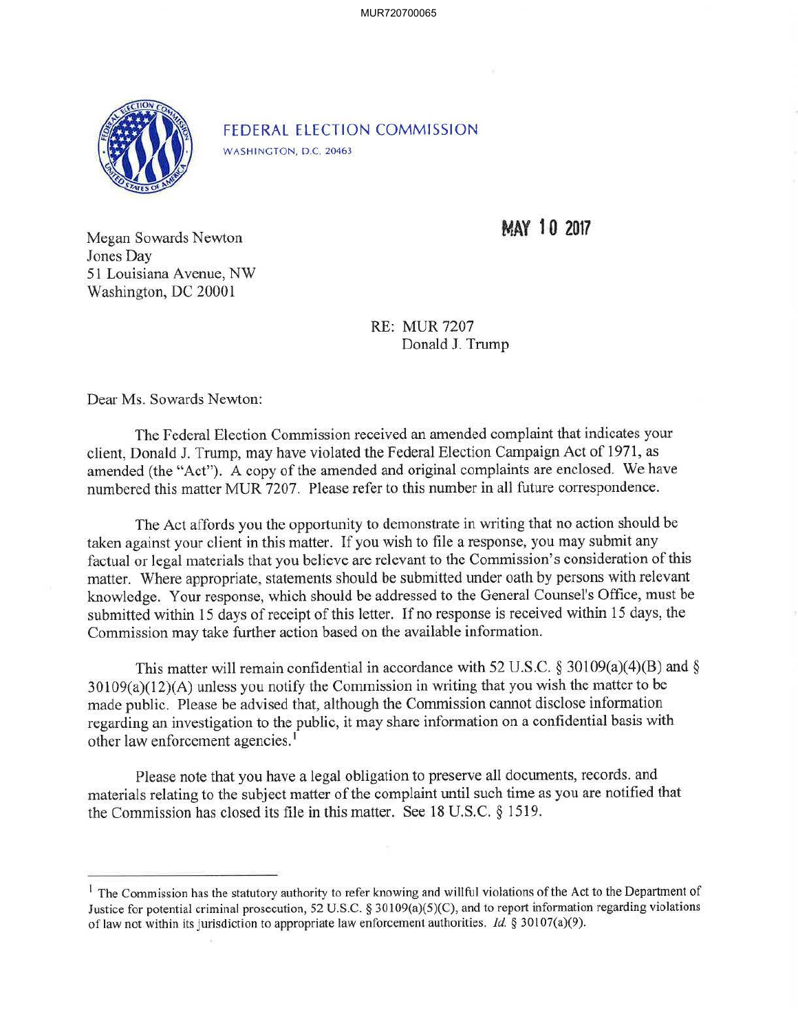FEDERAL ELECTION COMMISSION
WASHINGTON, D.C. 20463

MAY 10 2017

Megan Sowards Newton
Jones Day
51 Louisiana Avenue, NW
Washington, DC 20001

RE: MUR 7207
Donald J. Trump

Dear Ms. Sowards Newton:

The Federal Election Commission received an amended complaint that indicates your client, Donald J. Trump, may have violated the Federal Election Campaign Act of 1971, as amended (the "Act"). A copy of the amended and original complaints are enclosed. We have numbered this matter MUR 7207. Please refer to this number in all future correspondence.

The Act affords you the opportunity to demonstrate in writing that no action should be taken against your client in this matter. If you wish to file a response, you may submit any factual or legal materials that you believe are relevant to the Commission's consideration of this matter. Where appropriate, statements should be submitted under oath by persons with relevant knowledge. Your response, which should be addressed to the General Counsel's Office, must be submitted within 15 days of receipt of this letter. If no response is received within 15 days, the Commission may take further action based on the available information.

This matter will remain confidential in accordance with 52 U.S.C. § 30109(a)(4)(B) and § 30109(a)(12)(A) unless you notify the Commission in writing that you wish the matter to be made public. Please be advised that, although the Commission cannot disclose information regarding an investigation to the public, it may share information on a confidential basis with other law enforcement agencies.[1]

Please note that you have a legal obligation to preserve all documents, records. and materials relating to the subject matter of the complaint until such time as you are notified that the Commission has closed its file in this matter. See 18 U.S.C. § 1519.

---

[1] The Commission has the statutory authority to refer knowing and willful violations of the Act to the Department of Justice for potential criminal prosecution, 52 U.S.C. § 30109(a)(5)(C), and to report information regarding violations of law not within its jurisdiction to appropriate law enforcement authorities. *Id.* § 30107(a)(9).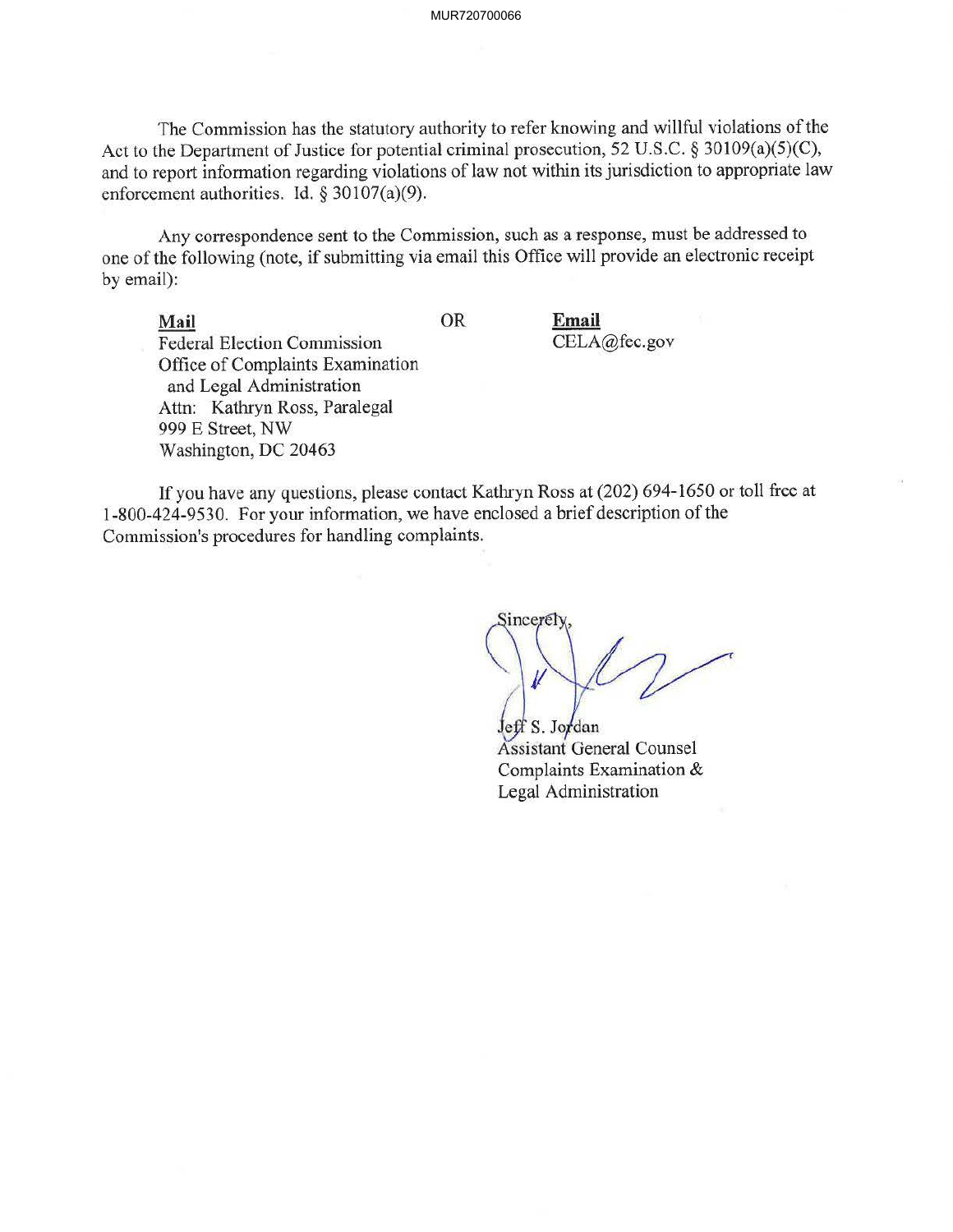The Commission has the statutory authority to refer knowing and willful violations of the Act to the Department of Justice for potential criminal prosecution, 52 U.S.C. § 30109(a)(5)(C), and to report information regarding violations of law not within its jurisdiction to appropriate law enforcement authorities. Id. § 30107(a)(9).

Any correspondence sent to the Commission, such as a response, must be addressed to one of the following (note, if submitting via email this Office will provide an electronic receipt by email):

**Mail**
Federal Election Commission
Office of Complaints Examination
and Legal Administration
Attn: Kathryn Ross, Paralegal
999 E Street, NW
Washington, DC 20463

OR

**Email**
CELA@fec.gov

If you have any questions, please contact Kathryn Ross at (202) 694-1650 or toll free at 1-800-424-9530. For your information, we have enclosed a brief description of the Commission's procedures for handling complaints.

Sincerely,

Jeff S. Jordan
Assistant General Counsel
Complaints Examination &
Legal Administration